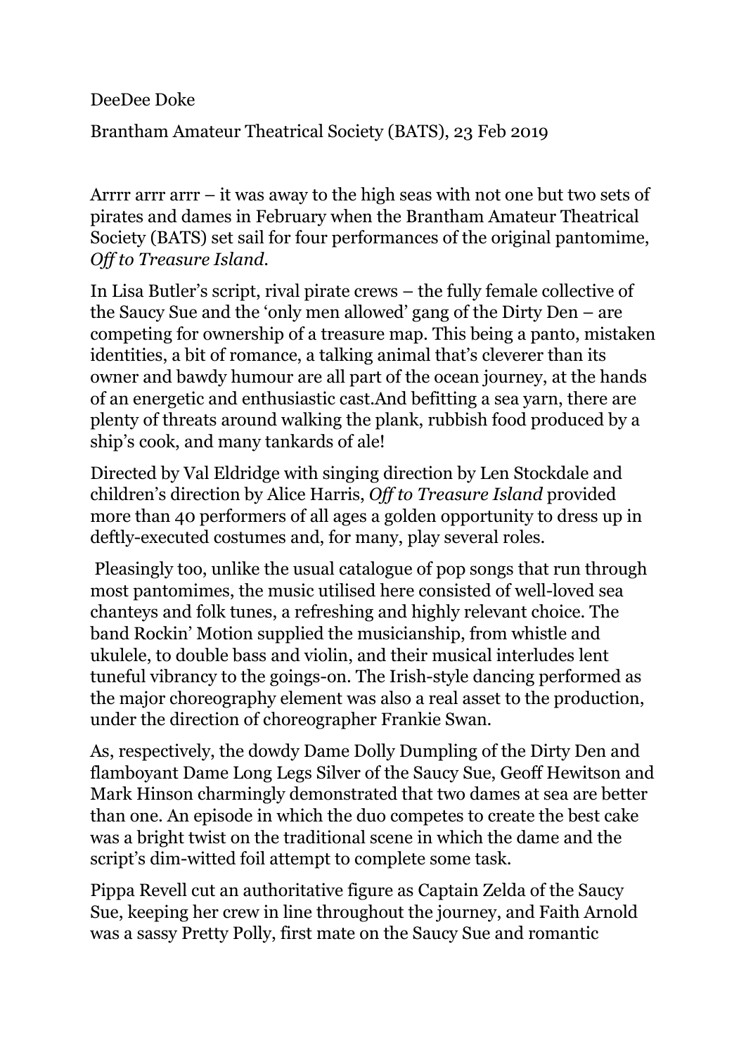DeeDee Doke

Brantham Amateur Theatrical Society (BATS), 23 Feb 2019

Arrrr arrr arrr – it was away to the high seas with not one but two sets of pirates and dames in February when the Brantham Amateur Theatrical Society (BATS) set sail for four performances of the original pantomime, *Off to Treasure Island*.

In Lisa Butler's script, rival pirate crews – the fully female collective of the Saucy Sue and the 'only men allowed' gang of the Dirty Den – are competing for ownership of a treasure map. This being a panto, mistaken identities, a bit of romance, a talking animal that's cleverer than its owner and bawdy humour are all part of the ocean journey, at the hands of an energetic and enthusiastic cast.And befitting a sea yarn, there are plenty of threats around walking the plank, rubbish food produced by a ship's cook, and many tankards of ale!

Directed by Val Eldridge with singing direction by Len Stockdale and children's direction by Alice Harris, *Off to Treasure Island* provided more than 40 performers of all ages a golden opportunity to dress up in deftly-executed costumes and, for many, play several roles.

Pleasingly too, unlike the usual catalogue of pop songs that run through most pantomimes, the music utilised here consisted of well-loved sea chanteys and folk tunes, a refreshing and highly relevant choice. The band Rockin' Motion supplied the musicianship, from whistle and ukulele, to double bass and violin, and their musical interludes lent tuneful vibrancy to the goings-on. The Irish-style dancing performed as the major choreography element was also a real asset to the production, under the direction of choreographer Frankie Swan.

As, respectively, the dowdy Dame Dolly Dumpling of the Dirty Den and flamboyant Dame Long Legs Silver of the Saucy Sue, Geoff Hewitson and Mark Hinson charmingly demonstrated that two dames at sea are better than one. An episode in which the duo competes to create the best cake was a bright twist on the traditional scene in which the dame and the script's dim-witted foil attempt to complete some task.

Pippa Revell cut an authoritative figure as Captain Zelda of the Saucy Sue, keeping her crew in line throughout the journey, and Faith Arnold was a sassy Pretty Polly, first mate on the Saucy Sue and romantic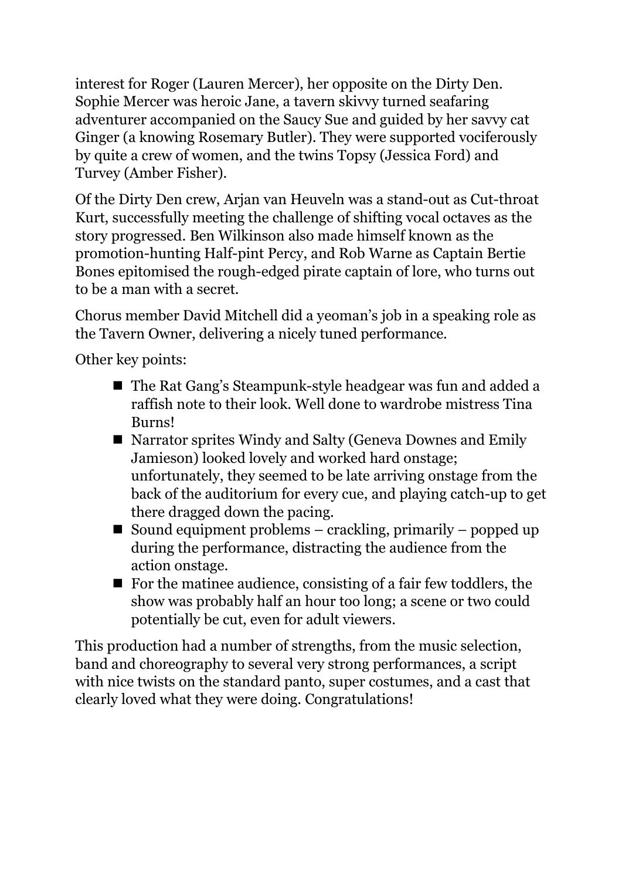interest for Roger (Lauren Mercer), her opposite on the Dirty Den. Sophie Mercer was heroic Jane, a tavern skivvy turned seafaring adventurer accompanied on the Saucy Sue and guided by her savvy cat Ginger (a knowing Rosemary Butler). They were supported vociferously by quite a crew of women, and the twins Topsy (Jessica Ford) and Turvey (Amber Fisher).

Of the Dirty Den crew, Arjan van Heuveln was a stand-out as Cut-throat Kurt, successfully meeting the challenge of shifting vocal octaves as the story progressed. Ben Wilkinson also made himself known as the promotion-hunting Half-pint Percy, and Rob Warne as Captain Bertie Bones epitomised the rough-edged pirate captain of lore, who turns out to be a man with a secret.

Chorus member David Mitchell did a yeoman's job in a speaking role as the Tavern Owner, delivering a nicely tuned performance.

Other key points:

- The Rat Gang's Steampunk-style headgear was fun and added a raffish note to their look. Well done to wardrobe mistress Tina Burns!
- Narrator sprites Windy and Salty (Geneva Downes and Emily Jamieson) looked lovely and worked hard onstage; unfortunately, they seemed to be late arriving onstage from the back of the auditorium for every cue, and playing catch-up to get there dragged down the pacing.
- Sound equipment problems – crackling, primarily – popped up during the performance, distracting the audience from the action onstage.
- For the matinee audience, consisting of a fair few toddlers, the show was probably half an hour too long; a scene or two could potentially be cut, even for adult viewers.

This production had a number of strengths, from the music selection, band and choreography to several very strong performances, a script with nice twists on the standard panto, super costumes, and a cast that clearly loved what they were doing. Congratulations!